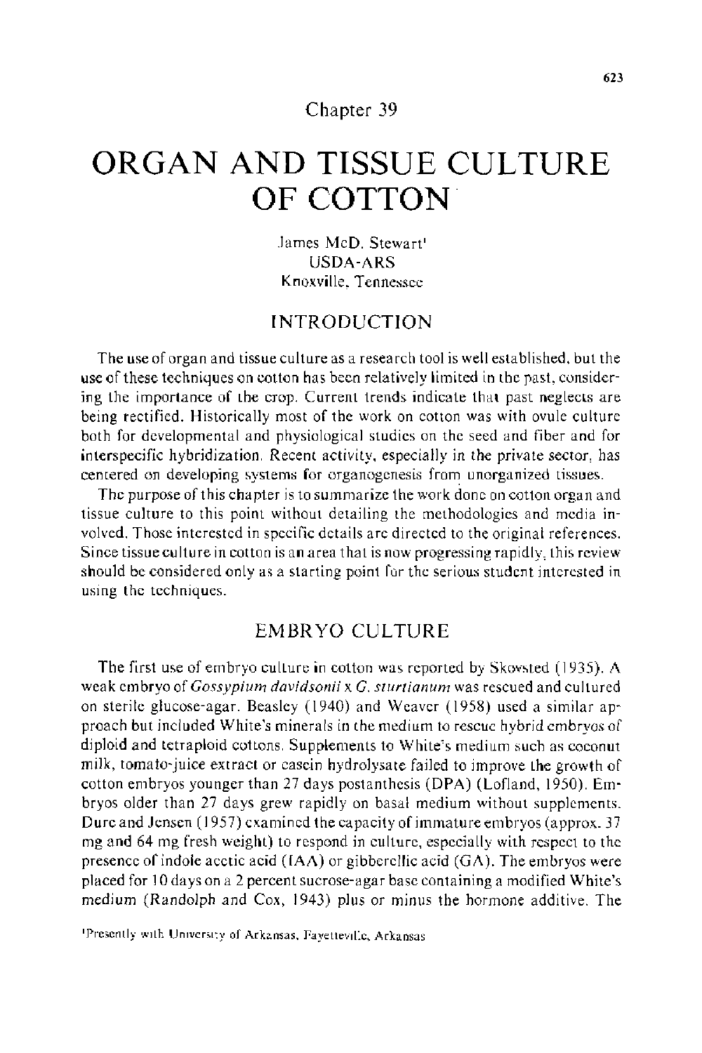Chapter 39

# ORGAN AND TISSUE CULTURE OF COTTON

James McD. Stewart[1]
USDA-ARS
Knoxville, Tennessee

## INTRODUCTION

The use of organ and tissue culture as a research tool is well established, but the use of these techniques on cotton has been relatively limited in the past, considering the importance of the crop. Current trends indicate that past neglects are being rectified. Historically most of the work on cotton was with ovule culture both for developmental and physiological studies on the seed and fiber and for interspecific hybridization. Recent activity, especially in the private sector, has centered on developing systems for organogenesis from unorganized tissues.

The purpose of this chapter is to summarize the work done on cotton organ and tissue culture to this point without detailing the methodologies and media involved. Those interested in specific details are directed to the original references. Since tissue culture in cotton is an area that is now progressing rapidly, this review should be considered only as a starting point for the serious student interested in using the techniques.

## EMBRYO CULTURE

The first use of embryo culture in cotton was reported by Skovsted (1935). A weak embryo of *Gossypium davidsonii* x *G. sturtianum* was rescued and cultured on sterile glucose-agar. Beasley (1940) and Weaver (1958) used a similar approach but included White's minerals in the medium to rescue hybrid embryos of diploid and tetraploid cottons. Supplements to White's medium such as coconut milk, tomato-juice extract or casein hydrolysate failed to improve the growth of cotton embryos younger than 27 days postanthesis (DPA) (Lofland, 1950). Embryos older than 27 days grew rapidly on basal medium without supplements. Dure and Jensen (1957) examined the capacity of immature embryos (approx. 37 mg and 64 mg fresh weight) to respond in culture, especially with respect to the presence of indole acetic acid (IAA) or gibberellic acid (GA). The embryos were placed for 10 days on a 2 percent sucrose-agar base containing a modified White's medium (Randolph and Cox, 1943) plus or minus the hormone additive. The

[1]Presently with University of Arkansas, Fayetteville, Arkansas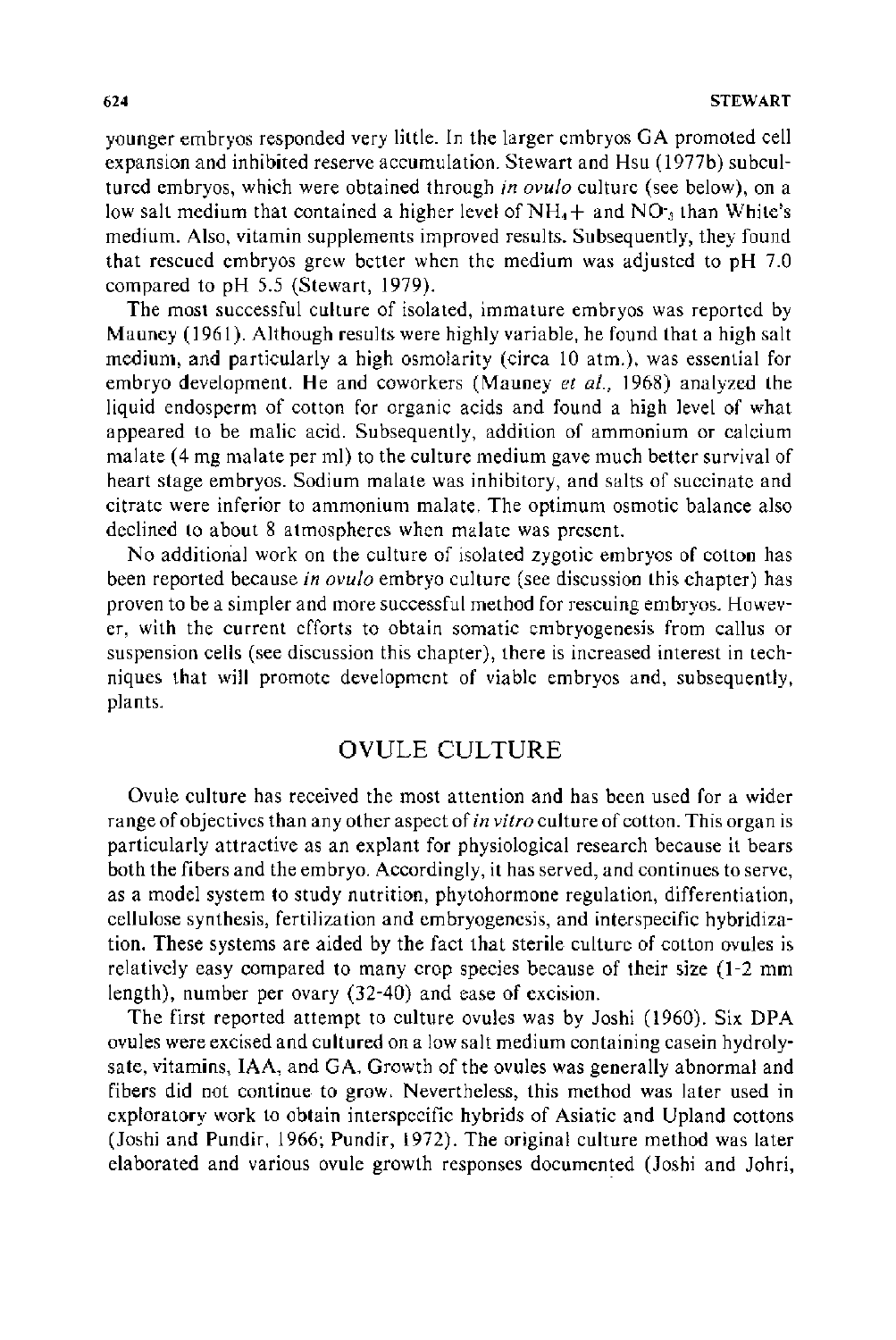younger embryos responded very little. In the larger embryos GA promoted cell expansion and inhibited reserve accumulation. Stewart and Hsu (1977b) subcultured embryos, which were obtained through *in ovulo* culture (see below), on a low salt medium that contained a higher level of $NH_4^+$ and $NO_3^-$ than White's medium. Also, vitamin supplements improved results. Subsequently, they found that rescued embryos grew better when the medium was adjusted to pH 7.0 compared to pH 5.5 (Stewart, 1979).

The most successful culture of isolated, immature embryos was reported by Mauney (1961). Although results were highly variable, he found that a high salt medium, and particularly a high osmolarity (circa 10 atm.), was essential for embryo development. He and coworkers (Mauney *et al.*, 1968) analyzed the liquid endosperm of cotton for organic acids and found a high level of what appeared to be malic acid. Subsequently, addition of ammonium or calcium malate (4 mg malate per ml) to the culture medium gave much better survival of heart stage embryos. Sodium malate was inhibitory, and salts of succinate and citrate were inferior to ammonium malate. The optimum osmotic balance also declined to about 8 atmospheres when malate was present.

No additional work on the culture of isolated zygotic embryos of cotton has been reported because *in ovulo* embryo culture (see discussion this chapter) has proven to be a simpler and more successful method for rescuing embryos. However, with the current efforts to obtain somatic embryogenesis from callus or suspension cells (see discussion this chapter), there is increased interest in techniques that will promote development of viable embryos and, subsequently, plants.

## OVULE CULTURE

Ovule culture has received the most attention and has been used for a wider range of objectives than any other aspect of *in vitro* culture of cotton. This organ is particularly attractive as an explant for physiological research because it bears both the fibers and the embryo. Accordingly, it has served, and continues to serve, as a model system to study nutrition, phytohormone regulation, differentiation, cellulose synthesis, fertilization and embryogenesis, and interspecific hybridization. These systems are aided by the fact that sterile culture of cotton ovules is relatively easy compared to many crop species because of their size (1-2 mm length), number per ovary (32-40) and ease of excision.

The first reported attempt to culture ovules was by Joshi (1960). Six DPA ovules were excised and cultured on a low salt medium containing casein hydrolysate, vitamins, IAA, and GA. Growth of the ovules was generally abnormal and fibers did not continue to grow. Nevertheless, this method was later used in exploratory work to obtain interspecific hybrids of Asiatic and Upland cottons (Joshi and Pundir, 1966; Pundir, 1972). The original culture method was later elaborated and various ovule growth responses documented (Joshi and Johri,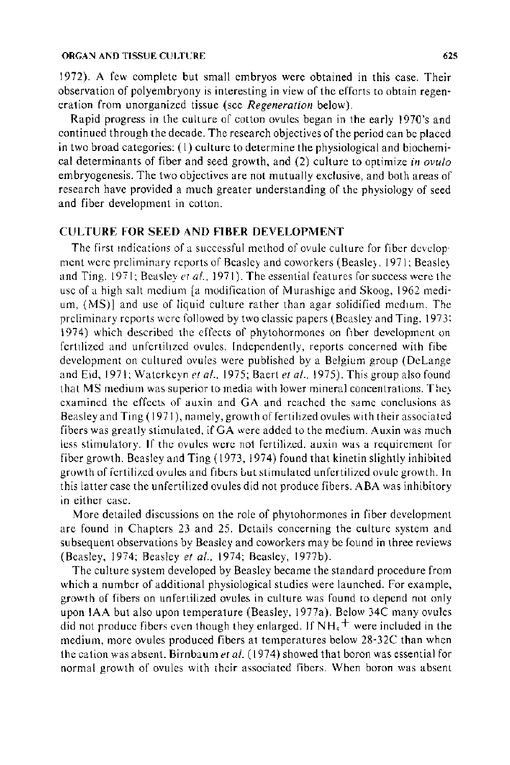1972). A few complete but small embryos were obtained in this case. Their observation of polyembryony is interesting in view of the efforts to obtain regeneration from unorganized tissue (see *Regeneration* below).

Rapid progress in the culture of cotton ovules began in the early 1970's and continued through the decade. The research objectives of the period can be placed in two broad categories: (1) culture to determine the physiological and biochemical determinants of fiber and seed growth, and (2) culture to optimize *in ovulo* embryogenesis. The two objectives are not mutually exclusive, and both areas of research have provided a much greater understanding of the physiology of seed and fiber development in cotton.

## CULTURE FOR SEED AND FIBER DEVELOPMENT

The first indications of a successful method of ovule culture for fiber development were preliminary reports of Beasley and coworkers (Beasley, 1971; Beasley and Ting, 1971; Beasley *et al.*, 1971). The essential features for success were the use of a high salt medium [a modification of Murashige and Skoog, 1962 medium, (MS)] and use of liquid culture rather than agar solidified medium. The preliminary reports were followed by two classic papers (Beasley and Ting, 1973; 1974) which described the effects of phytohormones on fiber development on fertilized and unfertilized ovules. Independently, reports concerned with fibe development on cultured ovules were published by a Belgium group (DeLange and Eid, 1971; Waterkeyn *et al.*, 1975; Baert *et al.*, 1975). This group also found that MS medium was superior to media with lower mineral concentrations. They examined the effects of auxin and GA and reached the same conclusions as Beasley and Ting (1971), namely, growth of fertilized ovules with their associated fibers was greatly stimulated, if GA were added to the medium. Auxin was much less stimulatory. If the ovules were not fertilized, auxin was a requirement for fiber growth. Beasley and Ting (1973, 1974) found that kinetin slightly inhibited growth of fertilized ovules and fibers but stimulated unfertilized ovule growth. In this latter case the unfertilized ovules did not produce fibers. ABA was inhibitory in either case.

More detailed discussions on the role of phytohormones in fiber development are found in Chapters 23 and 25. Details concerning the culture system and subsequent observations by Beasley and coworkers may be found in three reviews (Beasley, 1974; Beasley *et al.*, 1974; Beasley, 1977b).

The culture system developed by Beasley became the standard procedure from which a number of additional physiological studies were launched. For example, growth of fibers on unfertilized ovules in culture was found to depend not only upon IAA but also upon temperature (Beasley, 1977a). Below 34C many ovules did not produce fibers even though they enlarged. If $NH_4^+$ were included in the medium, more ovules produced fibers at temperatures below 28-32C than when the cation was absent. Birnbaum *et al.* (1974) showed that boron was essential for normal growth of ovules with their associated fibers. When boron was absent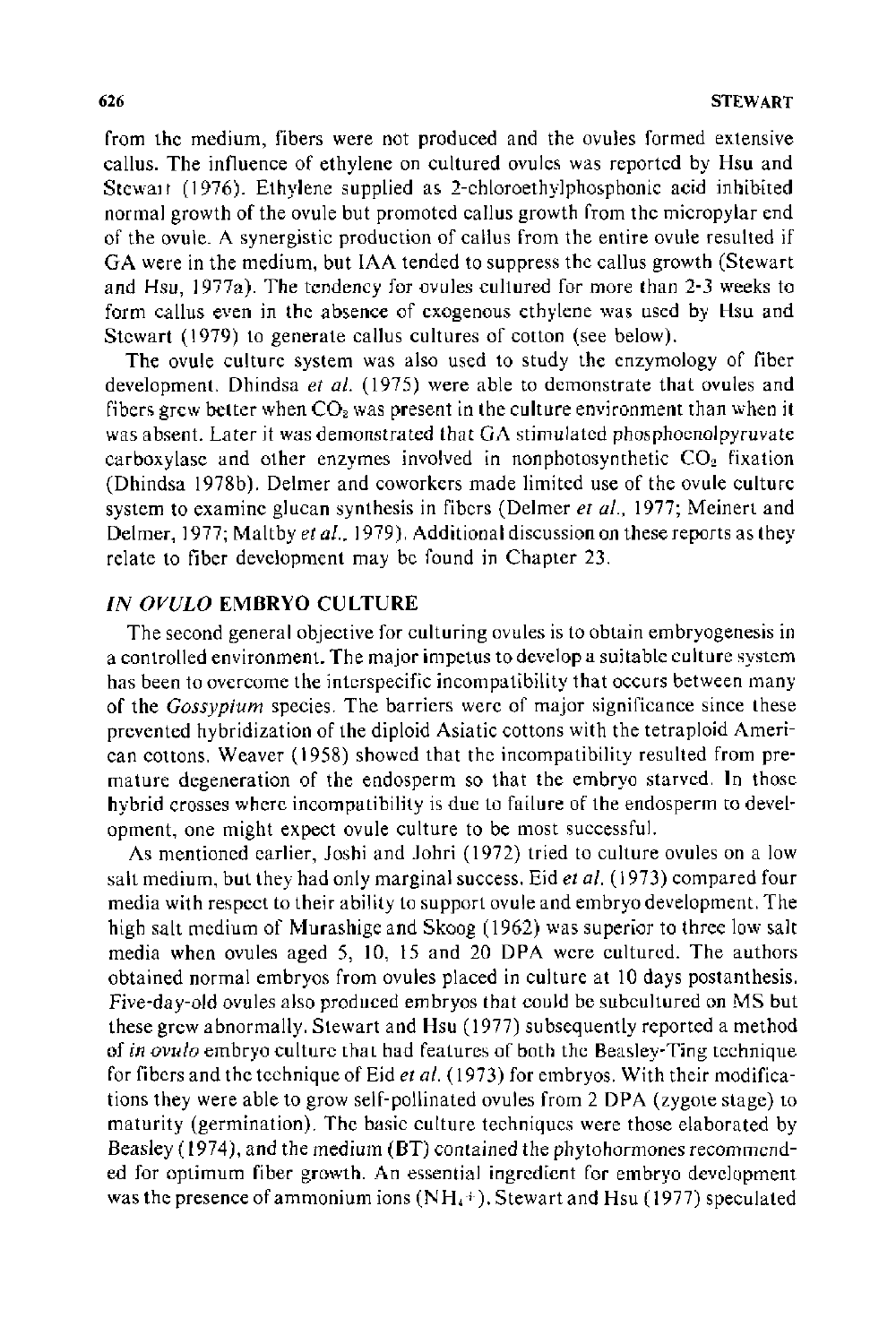from the medium, fibers were not produced and the ovules formed extensive callus. The influence of ethylene on cultured ovules was reported by Hsu and Stewart (1976). Ethylene supplied as 2-chloroethylphosphonic acid inhibited normal growth of the ovule but promoted callus growth from the micropylar end of the ovule. A synergistic production of callus from the entire ovule resulted if GA were in the medium, but IAA tended to suppress the callus growth (Stewart and Hsu, 1977a). The tendency for ovules cultured for more than 2-3 weeks to form callus even in the absence of exogenous ethylene was used by Hsu and Stewart (1979) to generate callus cultures of cotton (see below).

The ovule culture system was also used to study the enzymology of fiber development. Dhindsa *et al.* (1975) were able to demonstrate that ovules and fibers grew better when $CO_2$ was present in the culture environment than when it was absent. Later it was demonstrated that GA stimulated phosphoenolpyruvate carboxylase and other enzymes involved in nonphotosynthetic $CO_2$ fixation (Dhindsa 1978b). Delmer and coworkers made limited use of the ovule culture system to examine glucan synthesis in fibers (Delmer *et al.*, 1977; Meinert and Delmer, 1977; Maltby *et al.*, 1979). Additional discussion on these reports as they relate to fiber development may be found in Chapter 23.

## *IN OVULO* EMBRYO CULTURE

The second general objective for culturing ovules is to obtain embryogenesis in a controlled environment. The major impetus to develop a suitable culture system has been to overcome the interspecific incompatibility that occurs between many of the *Gossypium* species. The barriers were of major significance since these prevented hybridization of the diploid Asiatic cottons with the tetraploid American cottons. Weaver (1958) showed that the incompatibility resulted from premature degeneration of the endosperm so that the embryo starved. In those hybrid crosses where incompatibility is due to failure of the endosperm to development, one might expect ovule culture to be most successful.

As mentioned earlier, Joshi and Johri (1972) tried to culture ovules on a low salt medium, but they had only marginal success. Eid *et al.* (1973) compared four media with respect to their ability to support ovule and embryo development. The high salt medium of Murashige and Skoog (1962) was superior to three low salt media when ovules aged 5, 10, 15 and 20 DPA were cultured. The authors obtained normal embryos from ovules placed in culture at 10 days postanthesis. Five-day-old ovules also produced embryos that could be subcultured on MS but these grew abnormally. Stewart and Hsu (1977) subsequently reported a method of *in ovulo* embryo culture that had features of both the Beasley-Ting technique for fibers and the technique of Eid *et al.* (1973) for embryos. With their modifications they were able to grow self-pollinated ovules from 2 DPA (zygote stage) to maturity (germination). The basic culture techniques were those elaborated by Beasley (1974), and the medium (BT) contained the phytohormones recommended for optimum fiber growth. An essential ingredient for embryo development was the presence of ammonium ions ($NH_4^+$). Stewart and Hsu (1977) speculated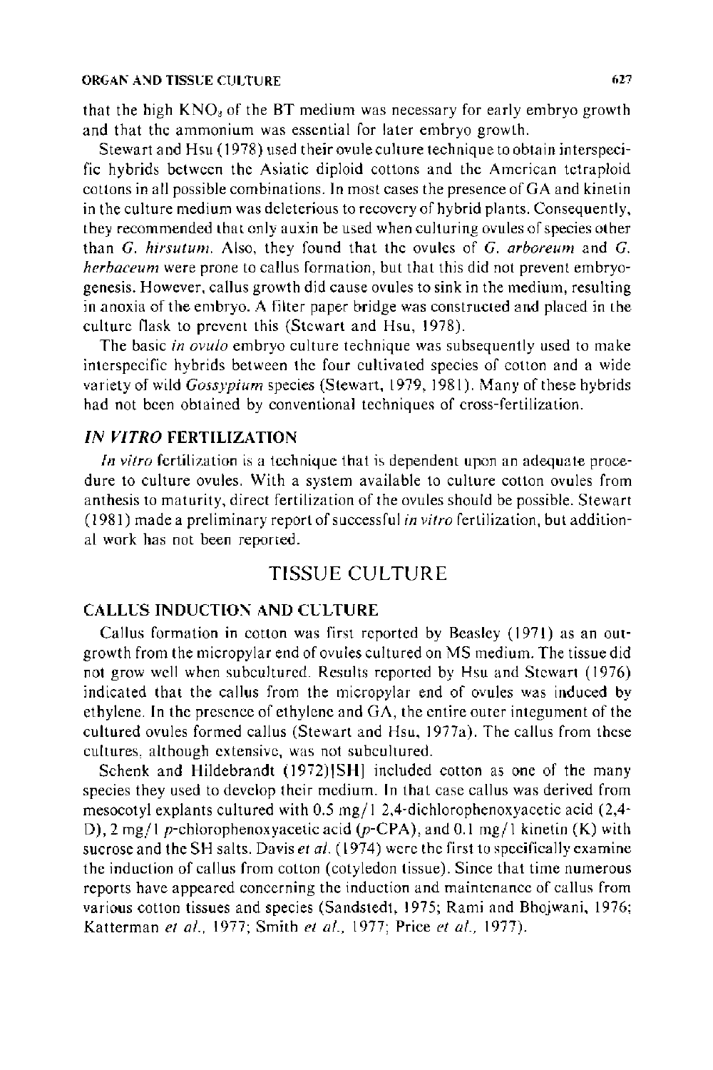that the high $KNO_3$ of the BT medium was necessary for early embryo growth and that the ammonium was essential for later embryo growth.

Stewart and Hsu (1978) used their ovule culture technique to obtain interspecific hybrids between the Asiatic diploid cottons and the American tetraploid cottons in all possible combinations. In most cases the presence of GA and kinetin in the culture medium was deleterious to recovery of hybrid plants. Consequently, they recommended that only auxin be used when culturing ovules of species other than *G. hirsutum*. Also, they found that the ovules of *G. arboreum* and *G. herbaceum* were prone to callus formation, but that this did not prevent embryogenesis. However, callus growth did cause ovules to sink in the medium, resulting in anoxia of the embryo. A filter paper bridge was constructed and placed in the culture flask to prevent this (Stewart and Hsu, 1978).

The basic *in ovulo* embryo culture technique was subsequently used to make interspecific hybrids between the four cultivated species of cotton and a wide variety of wild *Gossypium* species (Stewart, 1979, 1981). Many of these hybrids had not been obtained by conventional techniques of cross-fertilization.

### *IN VITRO* FERTILIZATION

*In vitro* fertilization is a technique that is dependent upon an adequate procedure to culture ovules. With a system available to culture cotton ovules from anthesis to maturity, direct fertilization of the ovules should be possible. Stewart (1981) made a preliminary report of successful *in vitro* fertilization, but additional work has not been reported.

## TISSUE CULTURE

### CALLUS INDUCTION AND CULTURE

Callus formation in cotton was first reported by Beasley (1971) as an outgrowth from the micropylar end of ovules cultured on MS medium. The tissue did not grow well when subcultured. Results reported by Hsu and Stewart (1976) indicated that the callus from the micropylar end of ovules was induced by ethylene. In the presence of ethylene and GA, the entire outer integument of the cultured ovules formed callus (Stewart and Hsu, 1977a). The callus from these cultures, although extensive, was not subcultured.

Schenk and Hildebrandt (1972)[SH] included cotton as one of the many species they used to develop their medium. In that case callus was derived from mesocotyl explants cultured with 0.5 mg/l 2,4-dichlorophenoxyacetic acid (2,4-D), 2 mg/l *p*-chlorophenoxyacetic acid (*p*-CPA), and 0.1 mg/l kinetin (K) with sucrose and the SH salts. Davis *et al.* (1974) were the first to specifically examine the induction of callus from cotton (cotyledon tissue). Since that time numerous reports have appeared concerning the induction and maintenance of callus from various cotton tissues and species (Sandstedt, 1975; Rami and Bhojwani, 1976; Katterman *et al.*, 1977; Smith *et al.*, 1977; Price *et al.*, 1977).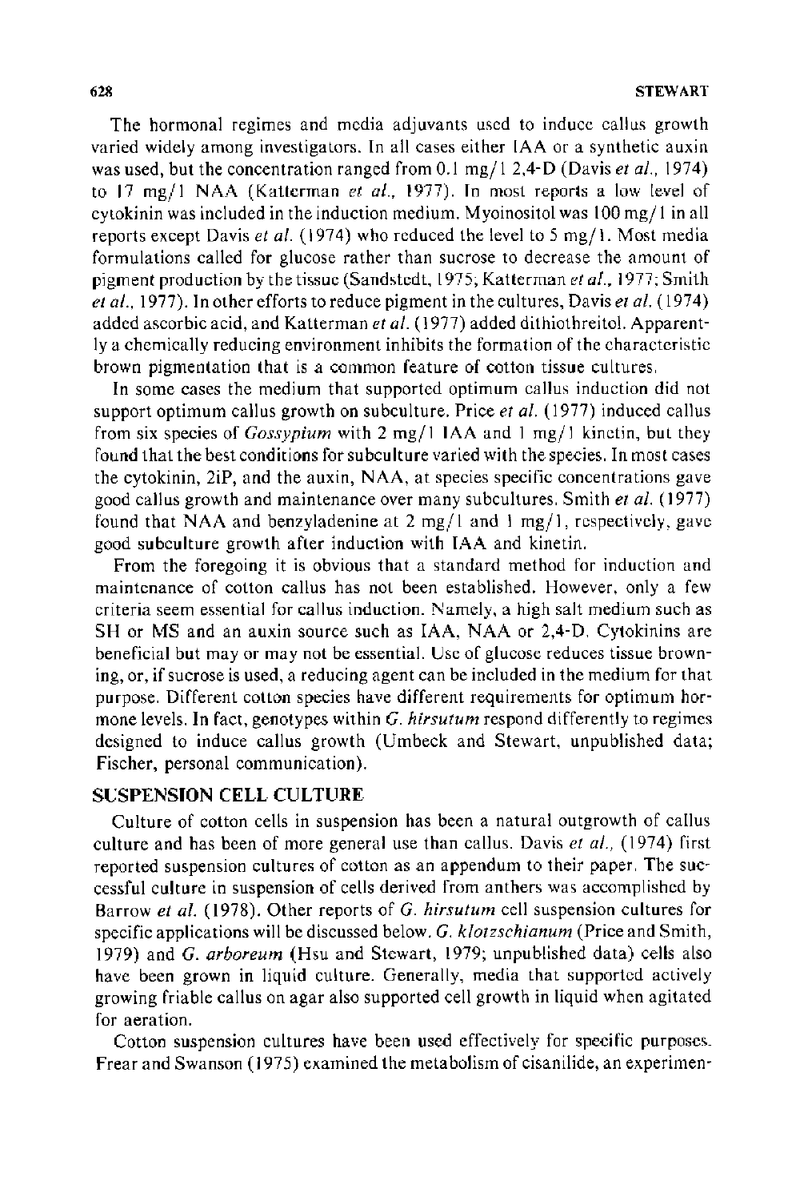The hormonal regimes and media adjuvants used to induce callus growth varied widely among investigators. In all cases either IAA or a synthetic auxin was used, but the concentration ranged from 0.1 mg/l 2,4-D (Davis *et al.*, 1974) to 17 mg/l NAA (Katterman *et al.*, 1977). In most reports a low level of cytokinin was included in the induction medium. Myoinositol was 100 mg/l in all reports except Davis *et al.* (1974) who reduced the level to 5 mg/l. Most media formulations called for glucose rather than sucrose to decrease the amount of pigment production by the tissue (Sandstedt, 1975; Katterman *et al.*, 1977; Smith *et al.*, 1977). In other efforts to reduce pigment in the cultures, Davis *et al.* (1974) added ascorbic acid, and Katterman *et al.* (1977) added dithiothreitol. Apparently a chemically reducing environment inhibits the formation of the characteristic brown pigmentation that is a common feature of cotton tissue cultures.

In some cases the medium that supported optimum callus induction did not support optimum callus growth on subculture. Price *et al.* (1977) induced callus from six species of *Gossypium* with 2 mg/l IAA and 1 mg/l kinetin, but they found that the best conditions for subculture varied with the species. In most cases the cytokinin, 2iP, and the auxin, NAA, at species specific concentrations gave good callus growth and maintenance over many subcultures. Smith *et al.* (1977) found that NAA and benzyladenine at 2 mg/l and 1 mg/l, respectively, gave good subculture growth after induction with IAA and kinetin.

From the foregoing it is obvious that a standard method for induction and maintenance of cotton callus has not been established. However, only a few criteria seem essential for callus induction. Namely, a high salt medium such as SH or MS and an auxin source such as IAA, NAA or 2,4-D. Cytokinins are beneficial but may or may not be essential. Use of glucose reduces tissue browning, or, if sucrose is used, a reducing agent can be included in the medium for that purpose. Different cotton species have different requirements for optimum hormone levels. In fact, genotypes within *G. hirsutum* respond differently to regimes designed to induce callus growth (Umbeck and Stewart, unpublished data; Fischer, personal communication).

## SUSPENSION CELL CULTURE

Culture of cotton cells in suspension has been a natural outgrowth of callus culture and has been of more general use than callus. Davis *et al.*, (1974) first reported suspension cultures of cotton as an appendum to their paper. The successful culture in suspension of cells derived from anthers was accomplished by Barrow *et al.* (1978). Other reports of *G. hirsutum* cell suspension cultures for specific applications will be discussed below. *G. klotzschianum* (Price and Smith, 1979) and *G. arboreum* (Hsu and Stewart, 1979; unpublished data) cells also have been grown in liquid culture. Generally, media that supported actively growing friable callus on agar also supported cell growth in liquid when agitated for aeration.

Cotton suspension cultures have been used effectively for specific purposes. Frear and Swanson (1975) examined the metabolism of cisanilide, an experimen-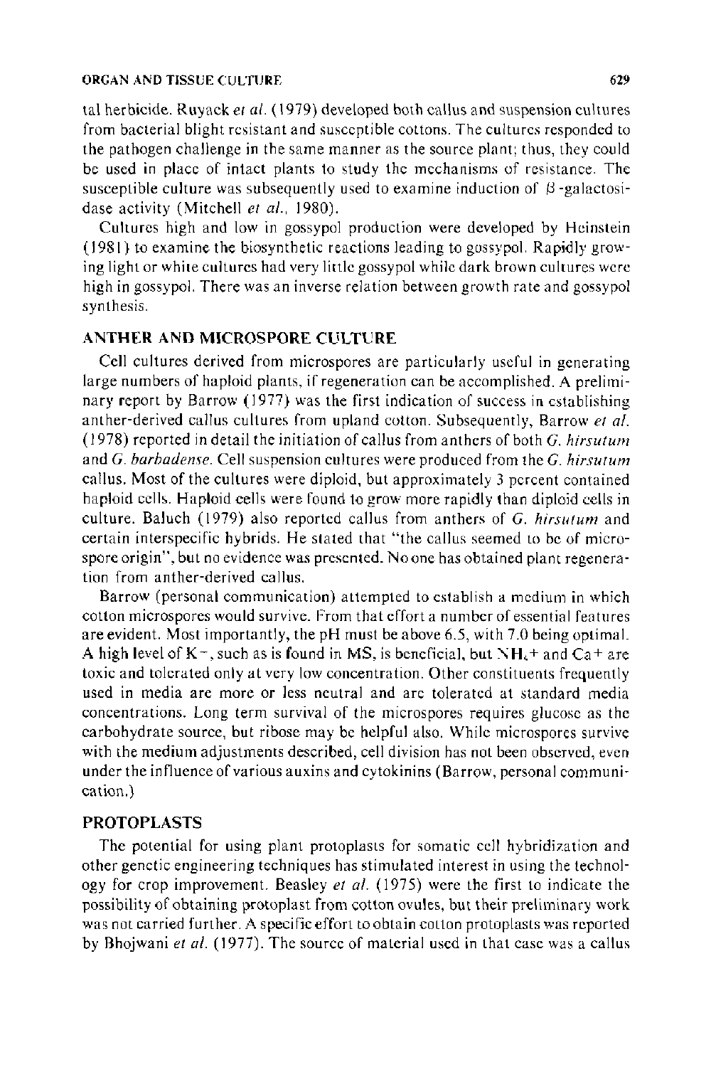tal herbicide. Ruyack *et al.* (1979) developed both callus and suspension cultures from bacterial blight resistant and susceptible cottons. The cultures responded to the pathogen challenge in the same manner as the source plant; thus, they could be used in place of intact plants to study the mechanisms of resistance. The susceptible culture was subsequently used to examine induction of $\beta$-galactosidase activity (Mitchell *et al.*, 1980).

Cultures high and low in gossypol production were developed by Heinstein (1981) to examine the biosynthetic reactions leading to gossypol. Rapidly growing light or white cultures had very little gossypol while dark brown cultures were high in gossypol. There was an inverse relation between growth rate and gossypol synthesis.

## ANTHER AND MICROSPORE CULTURE

Cell cultures derived from microspores are particularly useful in generating large numbers of haploid plants, if regeneration can be accomplished. A preliminary report by Barrow (1977) was the first indication of success in establishing anther-derived callus cultures from upland cotton. Subsequently, Barrow *et al.* (1978) reported in detail the initiation of callus from anthers of both *G. hirsutum* and *G. barbadense*. Cell suspension cultures were produced from the *G. hirsutum* callus. Most of the cultures were diploid, but approximately 3 percent contained haploid cells. Haploid cells were found to grow more rapidly than diploid cells in culture. Baluch (1979) also reported callus from anthers of *G. hirsutum* and certain interspecific hybrids. He stated that "the callus seemed to be of microspore origin", but no evidence was presented. No one has obtained plant regeneration from anther-derived callus.

Barrow (personal communication) attempted to establish a medium in which cotton microspores would survive. From that effort a number of essential features are evident. Most importantly, the pH must be above 6.5, with 7.0 being optimal. A high level of $K^-$, such as is found in MS, is beneficial, but $NH_4^+$ and $Ca^+$ are toxic and tolerated only at very low concentration. Other constituents frequently used in media are more or less neutral and are tolerated at standard media concentrations. Long term survival of the microspores requires glucose as the carbohydrate source, but ribose may be helpful also. While microspores survive with the medium adjustments described, cell division has not been observed, even under the influence of various auxins and cytokinins (Barrow, personal communication.)

## PROTOPLASTS

The potential for using plant protoplasts for somatic cell hybridization and other genetic engineering techniques has stimulated interest in using the technology for crop improvement. Beasley *et al.* (1975) were the first to indicate the possibility of obtaining protoplast from cotton ovules, but their preliminary work was not carried further. A specific effort to obtain cotton protoplasts was reported by Bhojwani *et al.* (1977). The source of material used in that case was a callus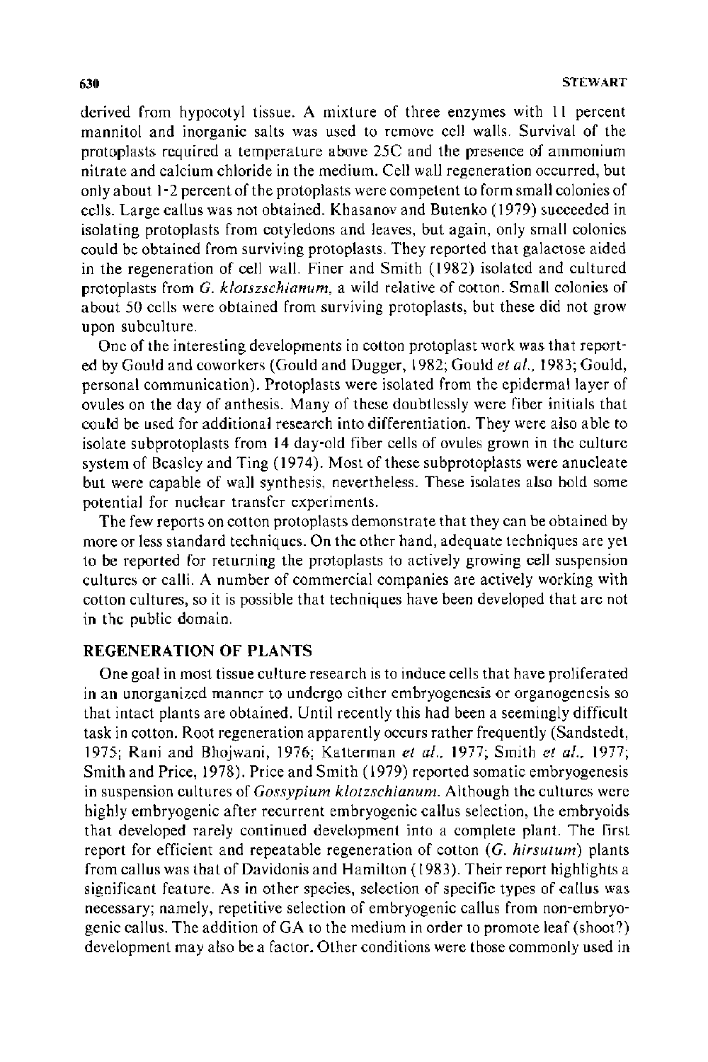derived from hypocotyl tissue. A mixture of three enzymes with 11 percent mannitol and inorganic salts was used to remove cell walls. Survival of the protoplasts required a temperature above 25C and the presence of ammonium nitrate and calcium chloride in the medium. Cell wall regeneration occurred, but only about 1-2 percent of the protoplasts were competent to form small colonies of cells. Large callus was not obtained. Khasanov and Butenko (1979) succeeded in isolating protoplasts from cotyledons and leaves, but again, only small colonies could be obtained from surviving protoplasts. They reported that galactose aided in the regeneration of cell wall. Finer and Smith (1982) isolated and cultured protoplasts from *G. klotszschianum*, a wild relative of cotton. Small colonies of about 50 cells were obtained from surviving protoplasts, but these did not grow upon subculture.

One of the interesting developments in cotton protoplast work was that reported by Gould and coworkers (Gould and Dugger, 1982; Gould *et al.*, 1983; Gould, personal communication). Protoplasts were isolated from the epidermal layer of ovules on the day of anthesis. Many of these doubtlessly were fiber initials that could be used for additional research into differentiation. They were also able to isolate subprotoplasts from 14 day-old fiber cells of ovules grown in the culture system of Beasley and Ting (1974). Most of these subprotoplasts were anucleate but were capable of wall synthesis, nevertheless. These isolates also hold some potential for nuclear transfer experiments.

The few reports on cotton protoplasts demonstrate that they can be obtained by more or less standard techniques. On the other hand, adequate techniques are yet to be reported for returning the protoplasts to actively growing cell suspension cultures or calli. A number of commercial companies are actively working with cotton cultures, so it is possible that techniques have been developed that are not in the public domain.

## REGENERATION OF PLANTS

One goal in most tissue culture research is to induce cells that have proliferated in an unorganized manner to undergo either embryogenesis or organogenesis so that intact plants are obtained. Until recently this had been a seemingly difficult task in cotton. Root regeneration apparently occurs rather frequently (Sandstedt, 1975; Rani and Bhojwani, 1976; Katterman *et al.*, 1977; Smith *et al.*, 1977; Smith and Price, 1978). Price and Smith (1979) reported somatic embryogenesis in suspension cultures of *Gossypium klotzschianum*. Although the cultures were highly embryogenic after recurrent embryogenic callus selection, the embryoids that developed rarely continued development into a complete plant. The first report for efficient and repeatable regeneration of cotton (*G. hirsutum*) plants from callus was that of Davidonis and Hamilton (1983). Their report highlights a significant feature. As in other species, selection of specific types of callus was necessary; namely, repetitive selection of embryogenic callus from non-embryogenic callus. The addition of GA to the medium in order to promote leaf (shoot?) development may also be a factor. Other conditions were those commonly used in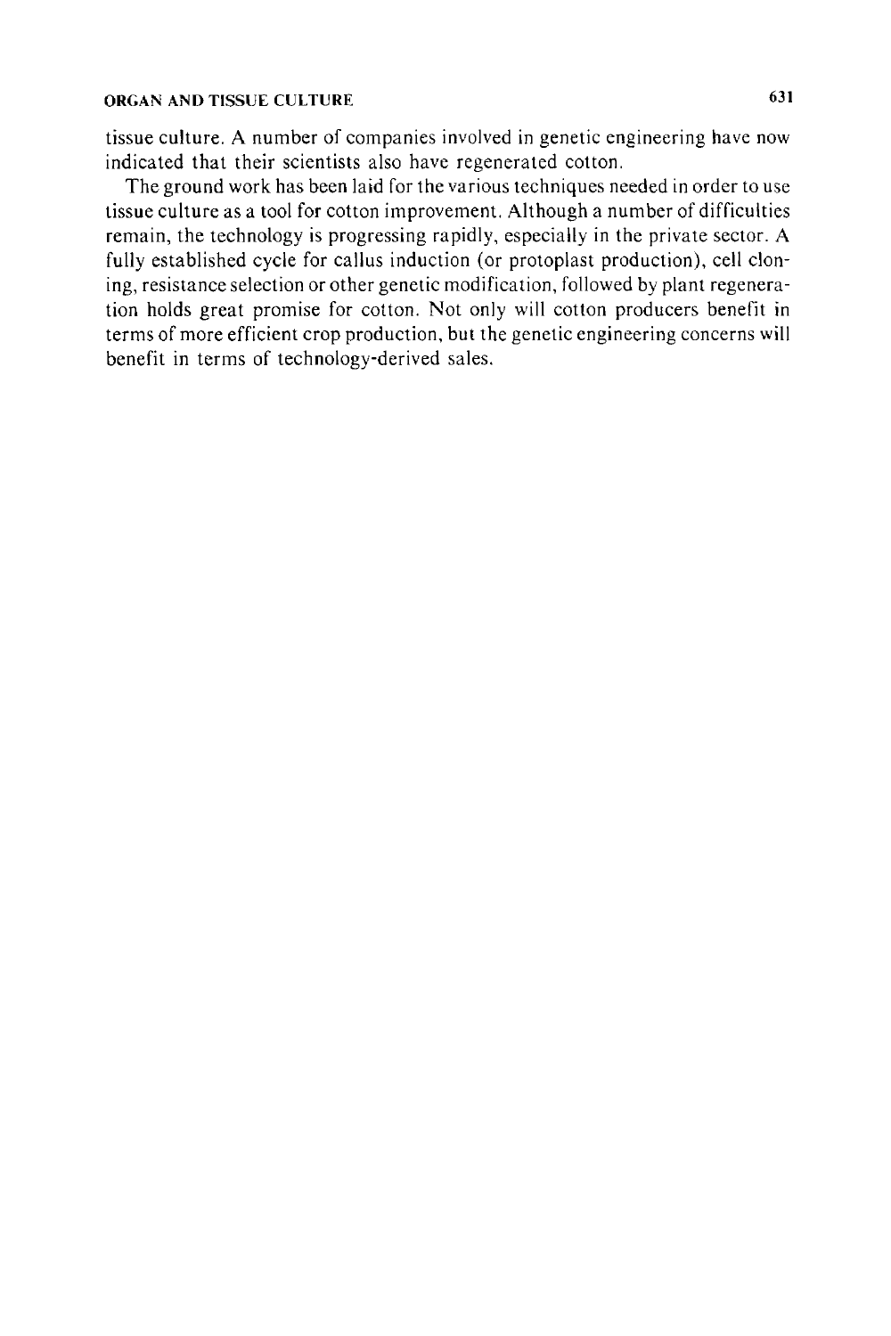tissue culture. A number of companies involved in genetic engineering have now indicated that their scientists also have regenerated cotton.

The ground work has been laid for the various techniques needed in order to use tissue culture as a tool for cotton improvement. Although a number of difficulties remain, the technology is progressing rapidly, especially in the private sector. A fully established cycle for callus induction (or protoplast production), cell cloning, resistance selection or other genetic modification, followed by plant regeneration holds great promise for cotton. Not only will cotton producers benefit in terms of more efficient crop production, but the genetic engineering concerns will benefit in terms of technology-derived sales.